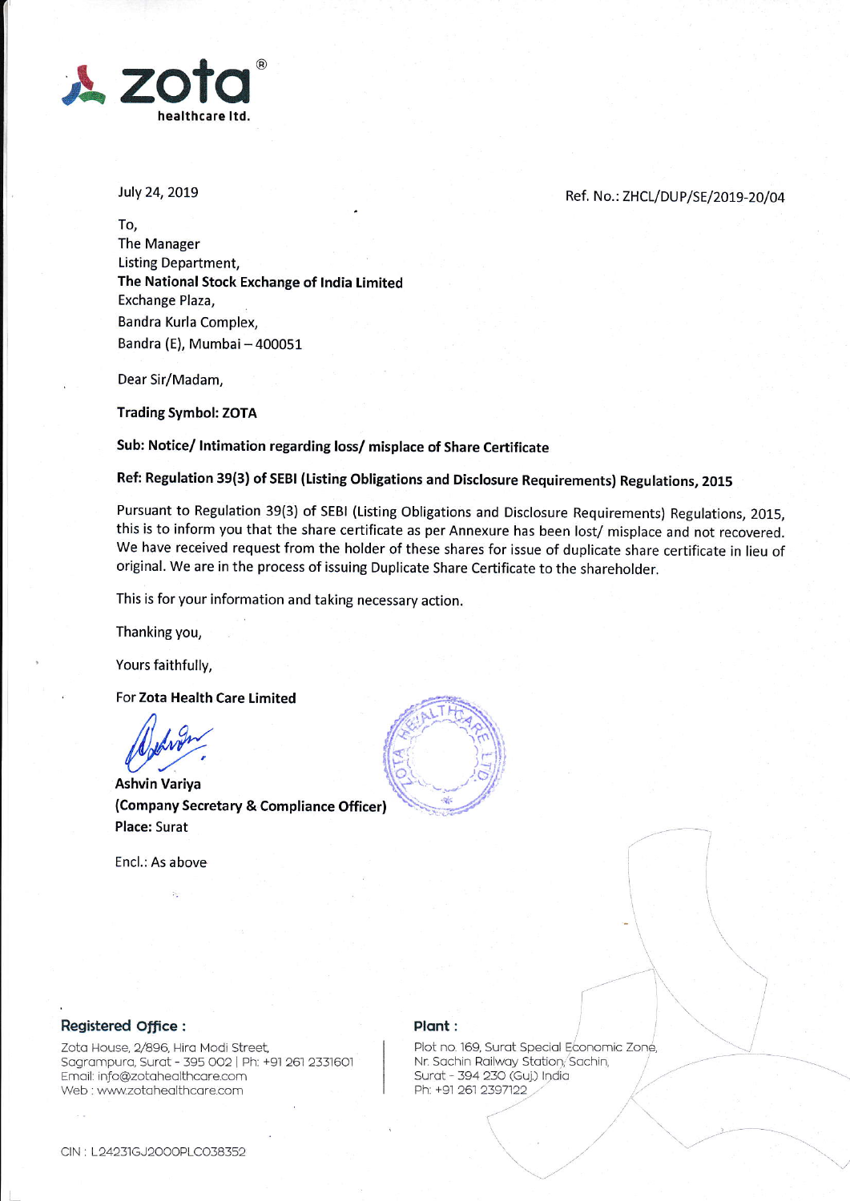zota healthcare ltd.

July 24, 2019

Ref. No.: ZHCL/DUP/SE/2019-20/04

To,
The Manager
Listing Department,
**The National Stock Exchange of India Limited**
Exchange Plaza,
Bandra Kurla Complex,
Bandra (E), Mumbai – 400051

Dear Sir/Madam,

**Trading Symbol: ZOTA**

**Sub: Notice/ Intimation regarding loss/ misplace of Share Certificate**

**Ref: Regulation 39(3) of SEBI (Listing Obligations and Disclosure Requirements) Regulations, 2015**

Pursuant to Regulation 39(3) of SEBI (Listing Obligations and Disclosure Requirements) Regulations, 2015, this is to inform you that the share certificate as per Annexure has been lost/ misplace and not recovered. We have received request from the holder of these shares for issue of duplicate share certificate in lieu of original. We are in the process of issuing Duplicate Share Certificate to the shareholder.

This is for your information and taking necessary action.

Thanking you,

Yours faithfully,

For **Zota Health Care Limited**

**Ashvin Variya**
**(Company Secretary & Compliance Officer)**
**Place:** Surat

Encl.: As above

**Registered Office :**
Zota House, 2/896, Hira Modi Street,
Sagrampura, Surat - 395 002 | Ph: +91 261 2331601
Email: info@zotahealthcare.com
Web : www.zotahealthcare.com

**Plant :**
Plot no. 169, Surat Special Economic Zone,
Nr. Sachin Railway Station, Sachin,
Surat - 394 230 (Guj.) India
Ph: +91 261 2397122

CIN : L24231GJ2000PLC038352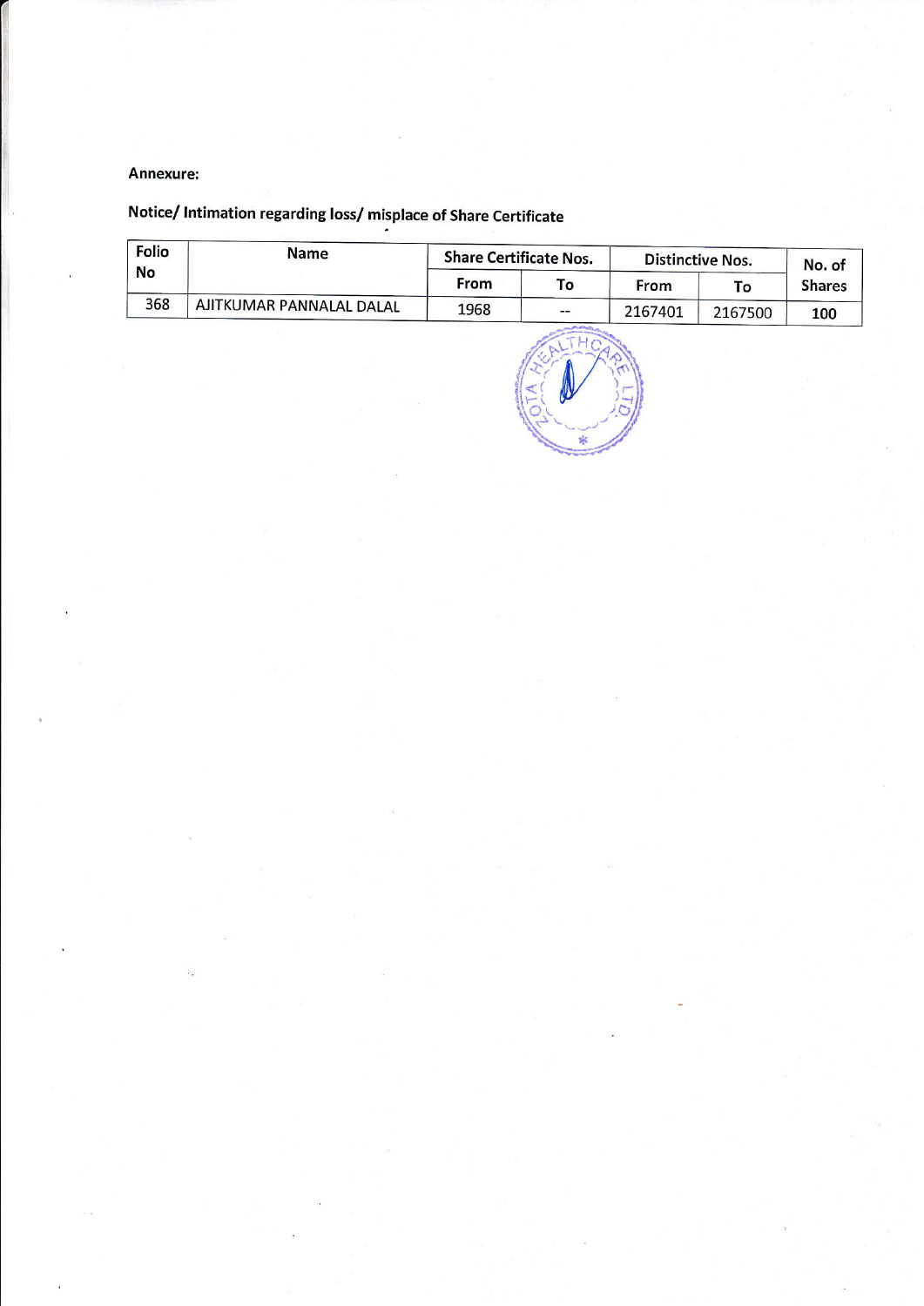**Annexure:**

**Notice/ Intimation regarding loss/ misplace of Share Certificate**

| Folio No | Name | Share Certificate Nos. | | Distinctive Nos. | | No. of Shares |
|---|---|---|---|---|---|---|
| | | From | To | From | To | |
| 368 | AJITKUMAR PANNALAL DALAL | 1968 | -- | 2167401 | 2167500 | 100 |